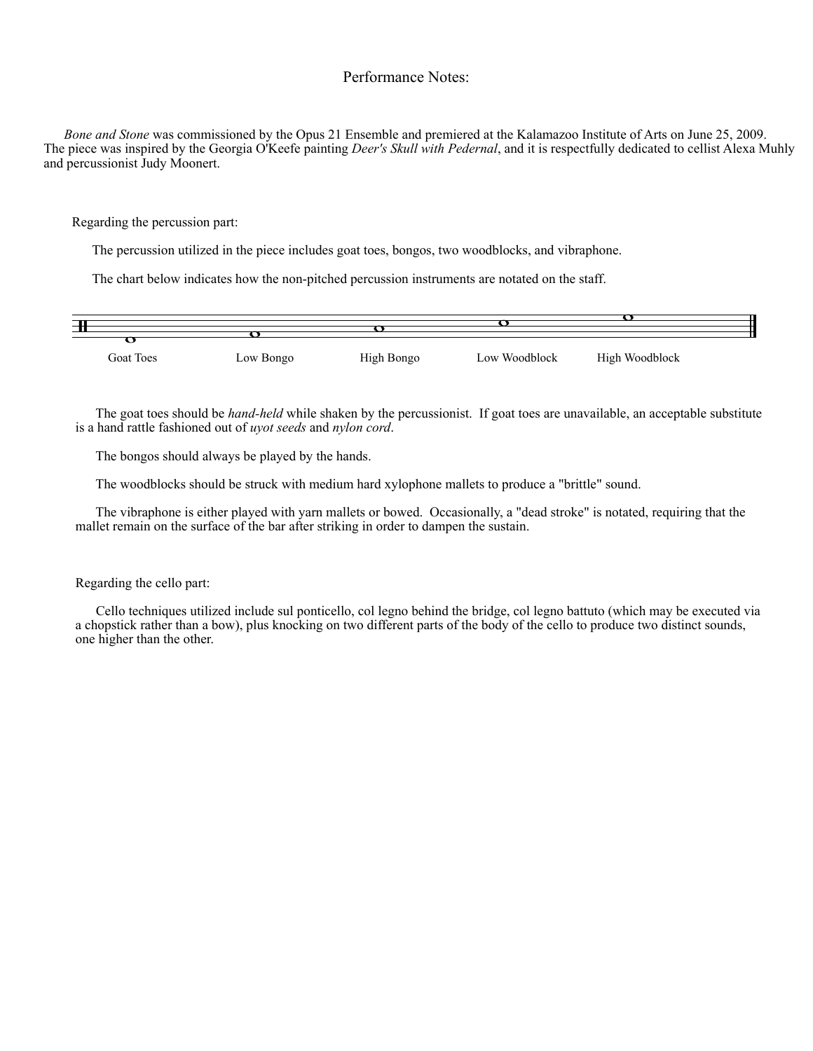# Performance Notes:

*Bone and Stone* was commissioned by the Opus 21 Ensemble and premiered at the Kalamazoo Institute of Arts on June 25, 2009. The piece was inspired by the Georgia O'Keefe painting *Deer's Skull with Pedernal*, and it is respectfully dedicated to cellist Alexa Muhly and percussionist Judy Moonert.

Regarding the percussion part:

The percussion utilized in the piece includes goat toes, bongos, two woodblocks, and vibraphone.

The chart below indicates how the non-pitched percussion instruments are notated on the staff.

Goat Toes　　Low Bongo　　High Bongo　　Low Woodblock　　High Woodblock

The goat toes should be *hand-held* while shaken by the percussionist. If goat toes are unavailable, an acceptable substitute is a hand rattle fashioned out of *uyot seeds* and *nylon cord*.

The bongos should always be played by the hands.

The woodblocks should be struck with medium hard xylophone mallets to produce a "brittle" sound.

The vibraphone is either played with yarn mallets or bowed. Occasionally, a "dead stroke" is notated, requiring that the mallet remain on the surface of the bar after striking in order to dampen the sustain.

Regarding the cello part:

Cello techniques utilized include sul ponticello, col legno behind the bridge, col legno battuto (which may be executed via a chopstick rather than a bow), plus knocking on two different parts of the body of the cello to produce two distinct sounds, one higher than the other.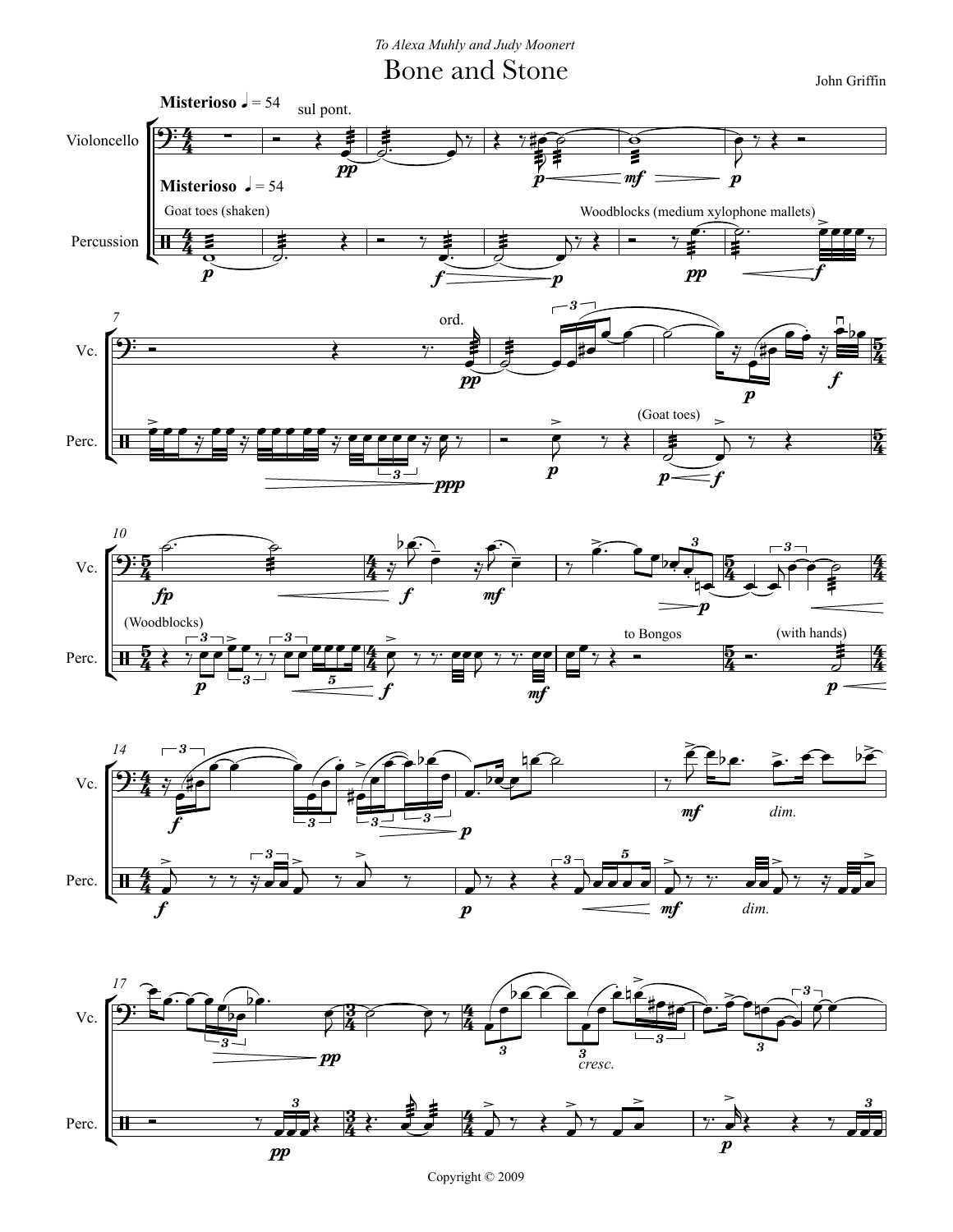*To Alexa Muhly and Judy Moonert*

# Bone and Stone

John Griffin

Copyright © 2009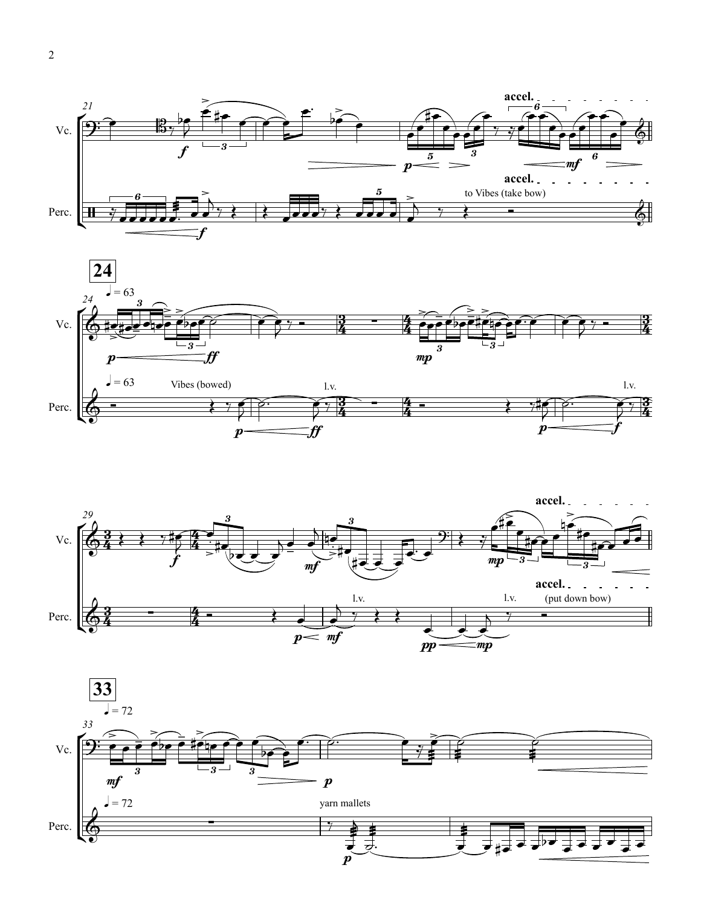Vc.

Perc.

accel.

to Vibes (take bow)

**24**

♩ = 63

Vibes (bowed)

l.v.

accel.

(put down bow)

**33**

♩ = 72

yarn mallets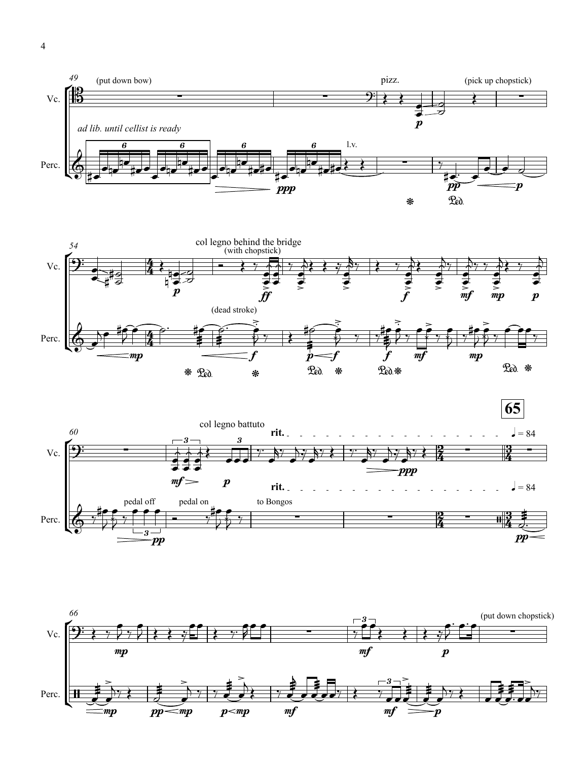49

Vc.

(put down bow)

pizz.

(pick up chopstick)

Perc.

*ad lib. until cellist is ready*

l.v.

54

col legno behind the bridge
(with chopstick)

(dead stroke)

60

col legno battuto

**rit.**

♩ = 84

**65**

pedal off

pedal on

to Bongos

66

(put down chopstick)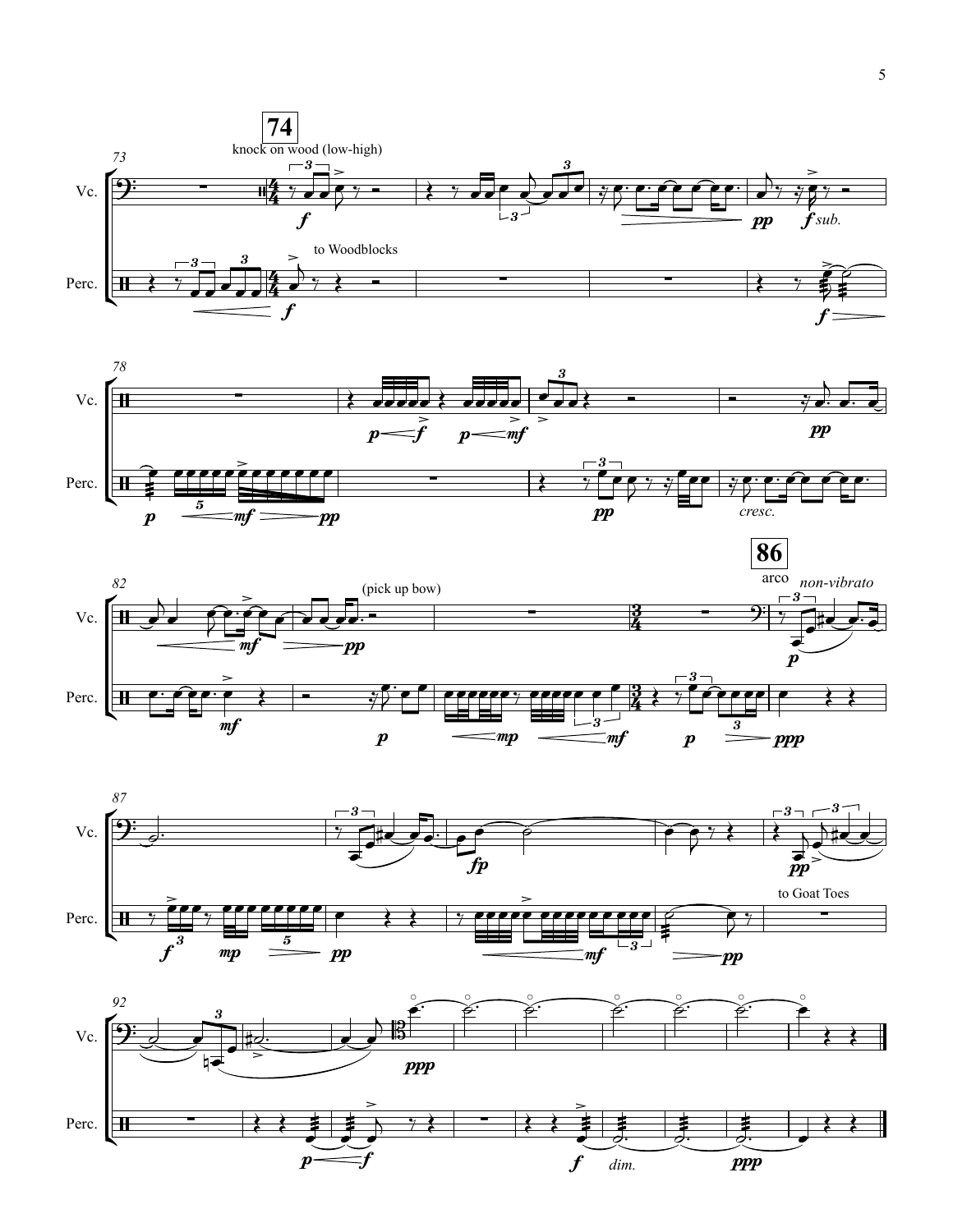74

knock on wood (low-high)

Vc.

Perc.

to Woodblocks

*f* *sub.*

78

*cresc.*

82

(pick up bow)

86

arco *non-vibrato*

87

to Goat Toes

92

*dim.*